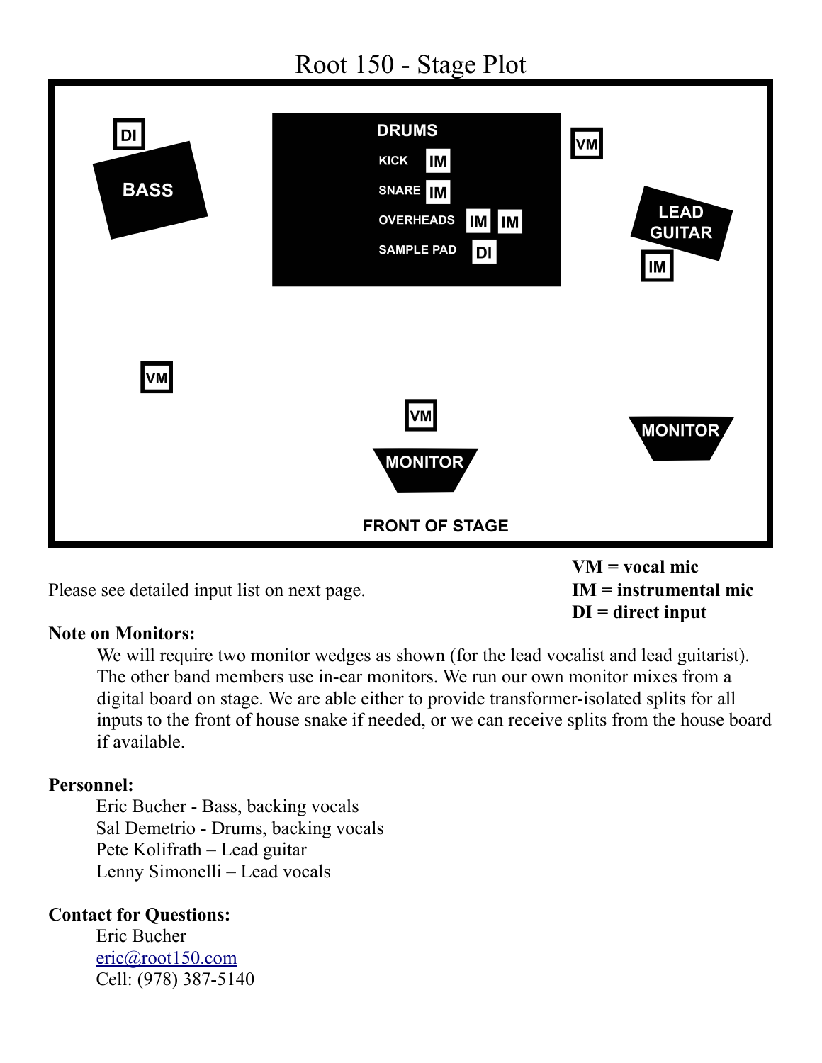# Root 150 - Stage Plot

DI

BASS

DRUMS

KICK IM

SNARE IM

OVERHEADS IM IM

SAMPLE PAD DI

VM

LEAD GUITAR

IM

VM

VM

MONITOR

MONITOR

FRONT OF STAGE

Please see detailed input list on next page.

**VM = vocal mic**
**IM = instrumental mic**
**DI = direct input**

**Note on Monitors:**

We will require two monitor wedges as shown (for the lead vocalist and lead guitarist). The other band members use in-ear monitors. We run our own monitor mixes from a digital board on stage. We are able either to provide transformer-isolated splits for all inputs to the front of house snake if needed, or we can receive splits from the house board if available.

**Personnel:**

Eric Bucher - Bass, backing vocals
Sal Demetrio - Drums, backing vocals
Pete Kolifrath – Lead guitar
Lenny Simonelli – Lead vocals

**Contact for Questions:**

Eric Bucher
eric@root150.com
Cell: (978) 387-5140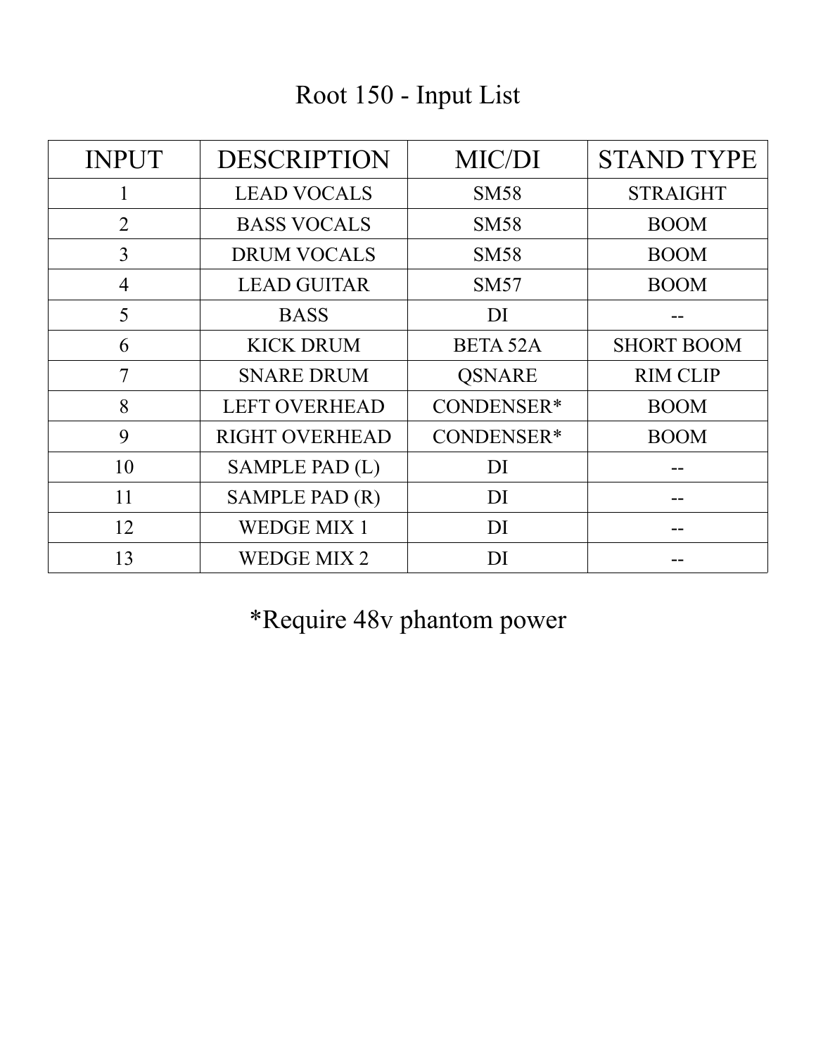# Root 150 - Input List

| INPUT | DESCRIPTION | MIC/DI | STAND TYPE |
|---|---|---|---|
| 1 | LEAD VOCALS | SM58 | STRAIGHT |
| 2 | BASS VOCALS | SM58 | BOOM |
| 3 | DRUM VOCALS | SM58 | BOOM |
| 4 | LEAD GUITAR | SM57 | BOOM |
| 5 | BASS | DI | -- |
| 6 | KICK DRUM | BETA 52A | SHORT BOOM |
| 7 | SNARE DRUM | QSNARE | RIM CLIP |
| 8 | LEFT OVERHEAD | CONDENSER* | BOOM |
| 9 | RIGHT OVERHEAD | CONDENSER* | BOOM |
| 10 | SAMPLE PAD (L) | DI | -- |
| 11 | SAMPLE PAD (R) | DI | -- |
| 12 | WEDGE MIX 1 | DI | -- |
| 13 | WEDGE MIX 2 | DI | -- |

*Require 48v phantom power